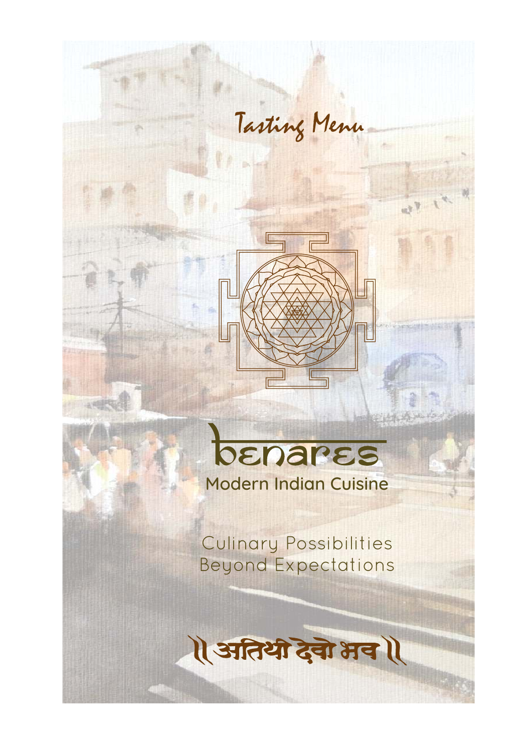# Tasting Menu

# benares

## Modern Indian Cuisine

Culinary Possibilities
Beyond Expectations

॥ अतिथी देवो भव ॥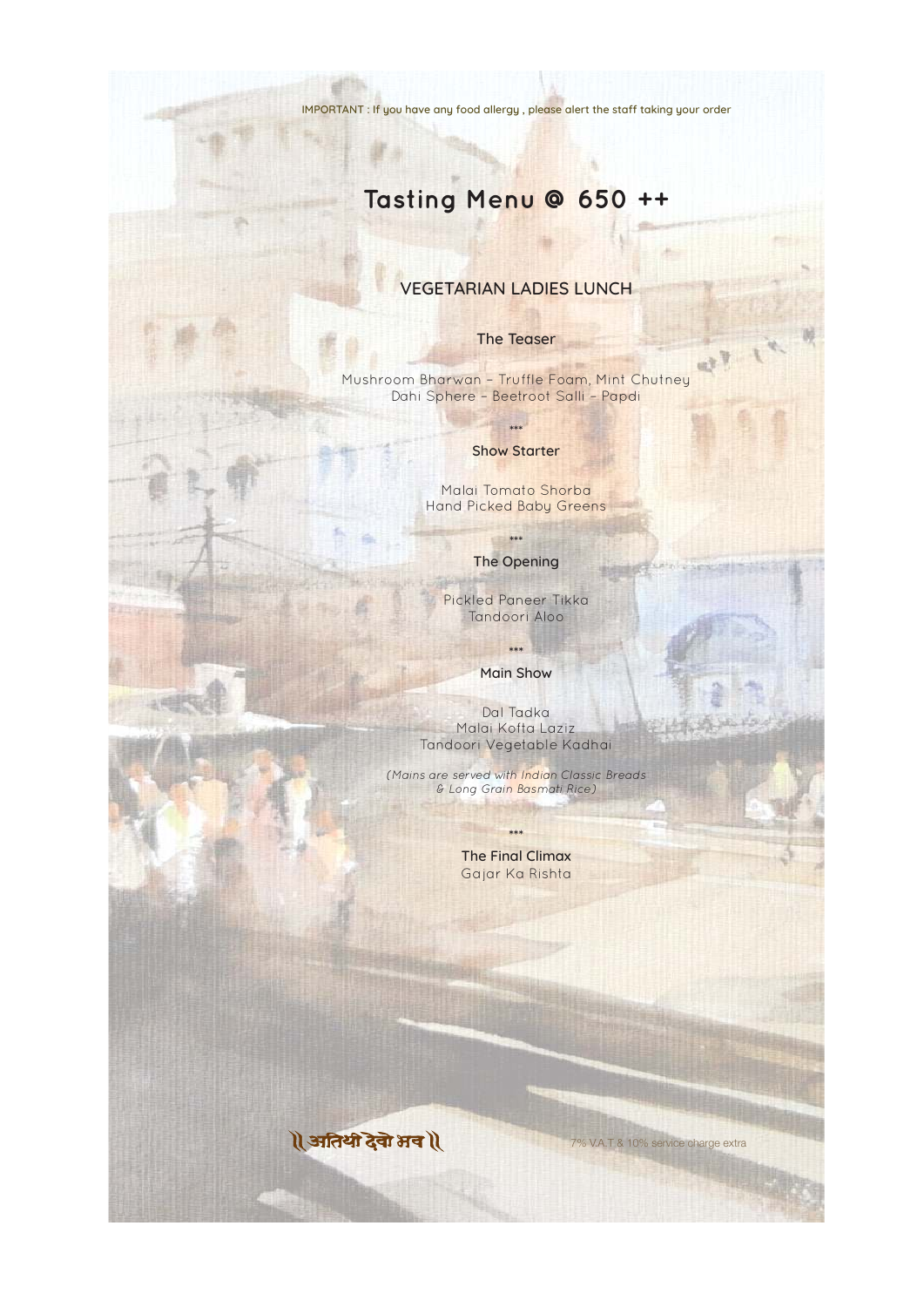IMPORTANT : If you have any food allergy , please alert the staff taking your order

# Tasting Menu @ 650 ++

## VEGETARIAN LADIES LUNCH

### The Teaser

Mushroom Bharwan – Truffle Foam, Mint Chutney
Dahi Sphere – Beetroot Salli – Papdi

***

### Show Starter

Malai Tomato Shorba
Hand Picked Baby Greens

***

### The Opening

Pickled Paneer Tikka
Tandoori Aloo

***

### Main Show

Dal Tadka
Malai Kofta Laziz
Tandoori Vegetable Kadhai

*(Mains are served with Indian Classic Breads & Long Grain Basmati Rice)*

***

### The Final Climax

Gajar Ka Rishta

॥ अतिथी देवो भव ॥

7% V.A.T & 10% service charge extra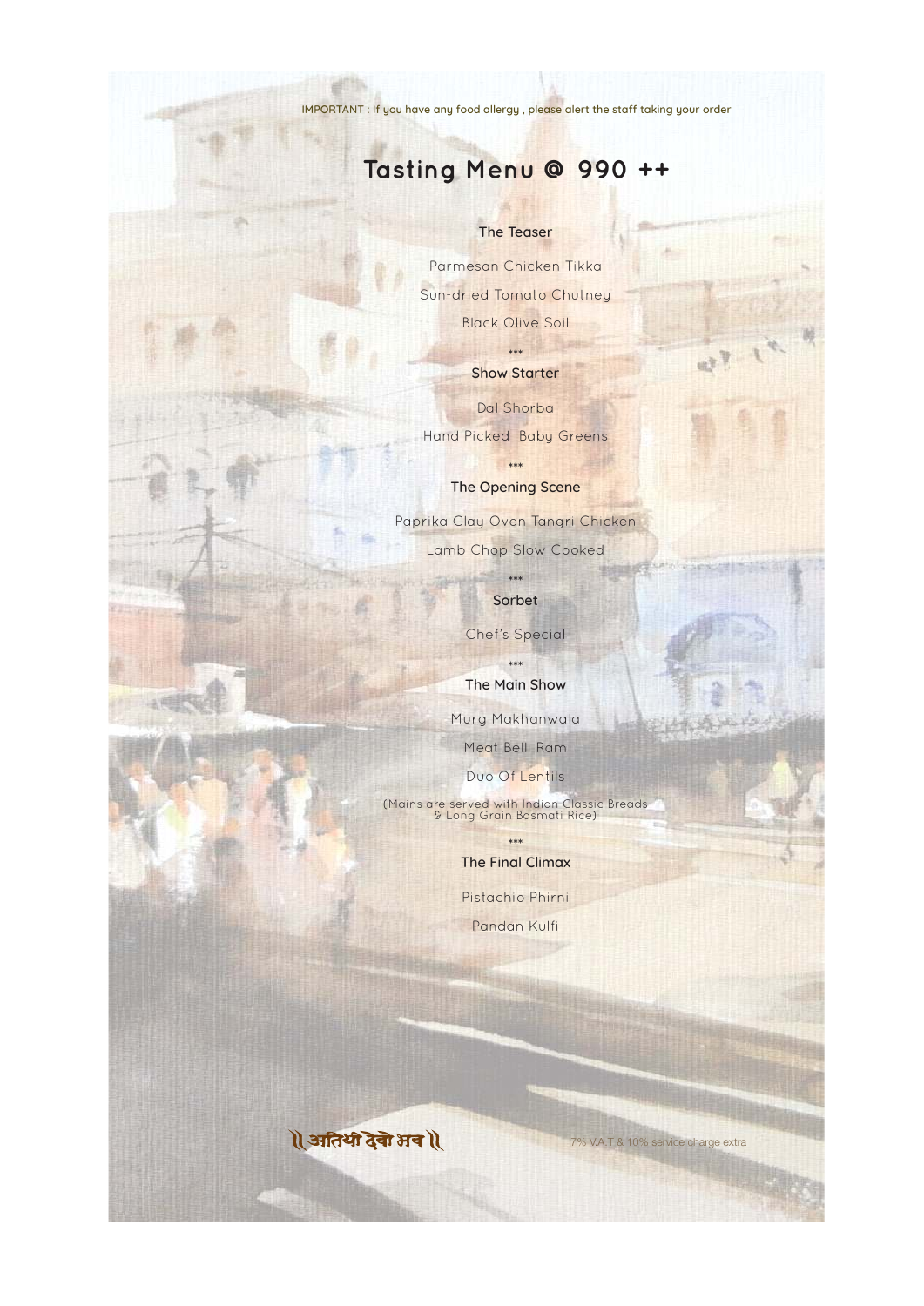IMPORTANT : If you have any food allergy , please alert the staff taking your order

# Tasting Menu @ 990 ++

### The Teaser

Parmesan Chicken Tikka

Sun-dried Tomato Chutney

Black Olive Soil

***

### Show Starter

Dal Shorba

Hand Picked Baby Greens

***

### The Opening Scene

Paprika Clay Oven Tangri Chicken

Lamb Chop Slow Cooked

***

### Sorbet

Chef's Special

***

### The Main Show

Murg Makhanwala

Meat Belli Ram

Duo Of Lentils

(Mains are served with Indian Classic Breads & Long Grain Basmati Rice)

***

### The Final Climax

Pistachio Phirni

Pandan Kulfi

॥ अतिथी देवो भव ॥

7% V.A.T & 10% service charge extra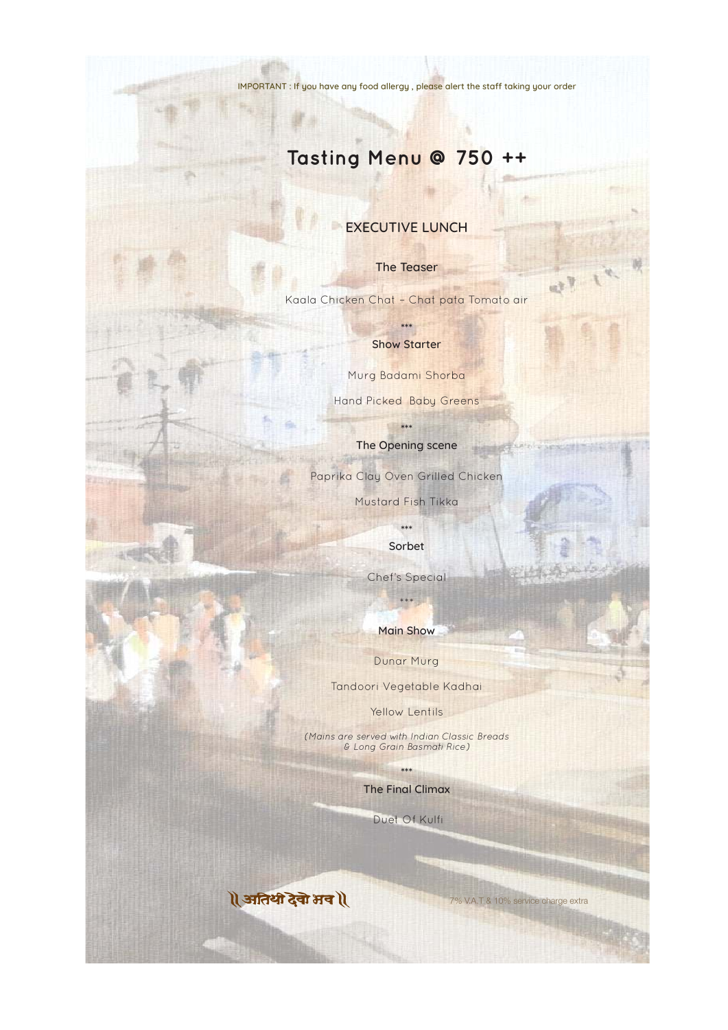IMPORTANT : If you have any food allergy , please alert the staff taking your order

# Tasting Menu @ 750 ++

## EXECUTIVE LUNCH

### The Teaser

Kaala Chicken Chat - Chat pata Tomato air

\*\*\*

### Show Starter

Murg Badami Shorba

Hand Picked Baby Greens

\*\*\*

### The Opening scene

Paprika Clay Oven Grilled Chicken

Mustard Fish Tikka

\*\*\*

### Sorbet

Chef's Special

\*\*\*

### Main Show

Dunar Murg

Tandoori Vegetable Kadhai

Yellow Lentils

*(Mains are served with Indian Classic Breads & Long Grain Basmati Rice)*

\*\*\*

### The Final Climax

Duet Of Kulfi

॥ अतिथी देवो भव ॥

7% V.A.T & 10% service charge extra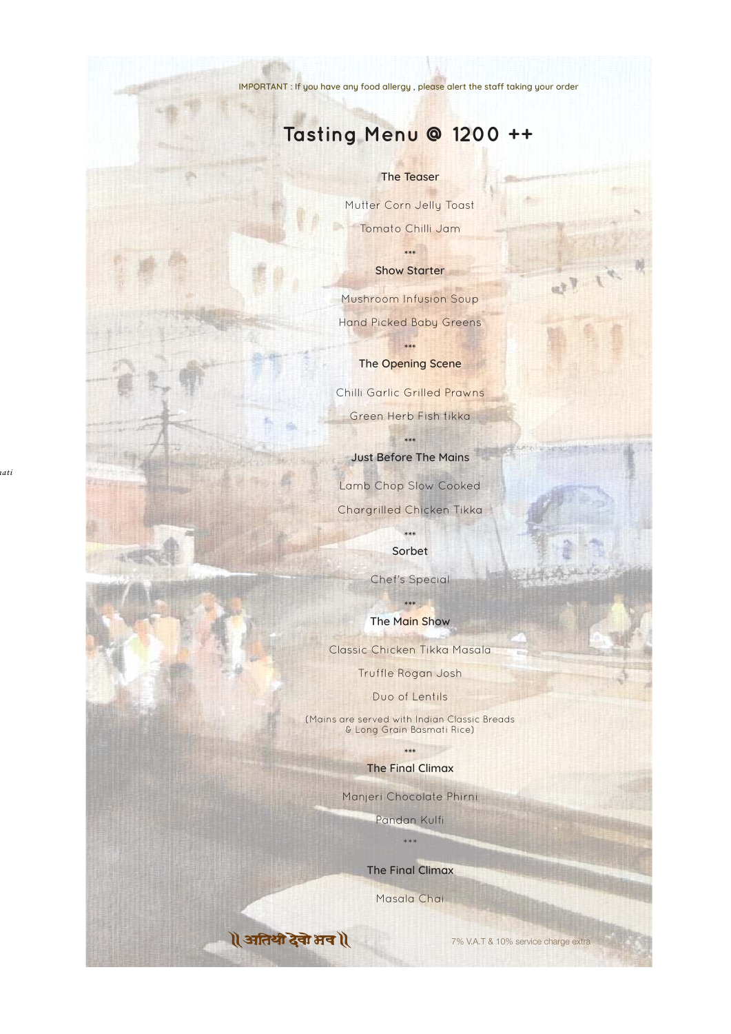IMPORTANT : If you have any food allergy , please alert the staff taking your order

# Tasting Menu @ 1200 ++

### The Teaser

Mutter Corn Jelly Toast

Tomato Chilli Jam

\*\*\*

### Show Starter

Mushroom Infusion Soup

Hand Picked Baby Greens

\*\*\*

### The Opening Scene

Chilli Garlic Grilled Prawns

Green Herb Fish tikka

\*\*\*

### Just Before The Mains

Lamb Chop Slow Cooked

Chargrilled Chicken Tikka

\*\*\*

### Sorbet

Chef's Special

\*\*\*

### The Main Show

Classic Chicken Tikka Masala

Truffle Rogan Josh

Duo of Lentils

(Mains are served with Indian Classic Breads & Long Grain Basmati Rice)

\*\*\*

### The Final Climax

Manjeri Chocolate Phirni

Pandan Kulfi

\*\*\*

### The Final Climax

Masala Chai

॥ अतिथी देवो भव ॥

7% V.A.T & 10% service charge extra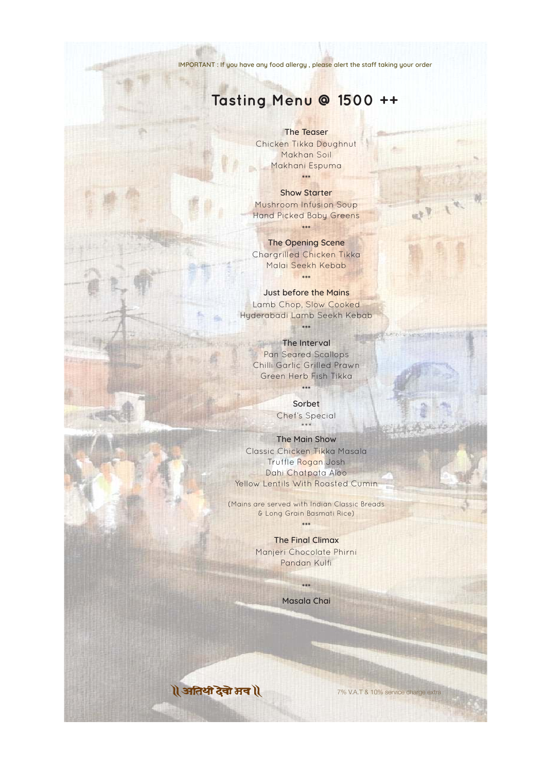IMPORTANT : If you have any food allergy , please alert the staff taking your order

# Tasting Menu @ 1500 ++

### The Teaser

Chicken Tikka Doughnut
Makhan Soil
Makhani Espuma

***

### Show Starter

Mushroom Infusion Soup
Hand Picked Baby Greens

***

### The Opening Scene

Chargrilled Chicken Tikka
Malai Seekh Kebab

***

### Just before the Mains

Lamb Chop, Slow Cooked
Hyderabadi Lamb Seekh Kebab

***

### The Interval

Pan Seared Scallops
Chilli Garlic Grilled Prawn
Green Herb Fish Tikka

***

### Sorbet

Chef's Special

***

### The Main Show

Classic Chicken Tikka Masala
Truffle Rogan Josh
Dahi Chatpata Aloo
Yellow Lentils With Roasted Cumin

(Mains are served with Indian Classic Breads & Long Grain Basmati Rice)

***

### The Final Climax

Manjeri Chocolate Phirni
Pandan Kulfi

***

### Masala Chai

॥ अतिथी देवो भव ॥

7% V.A.T & 10% service charge extra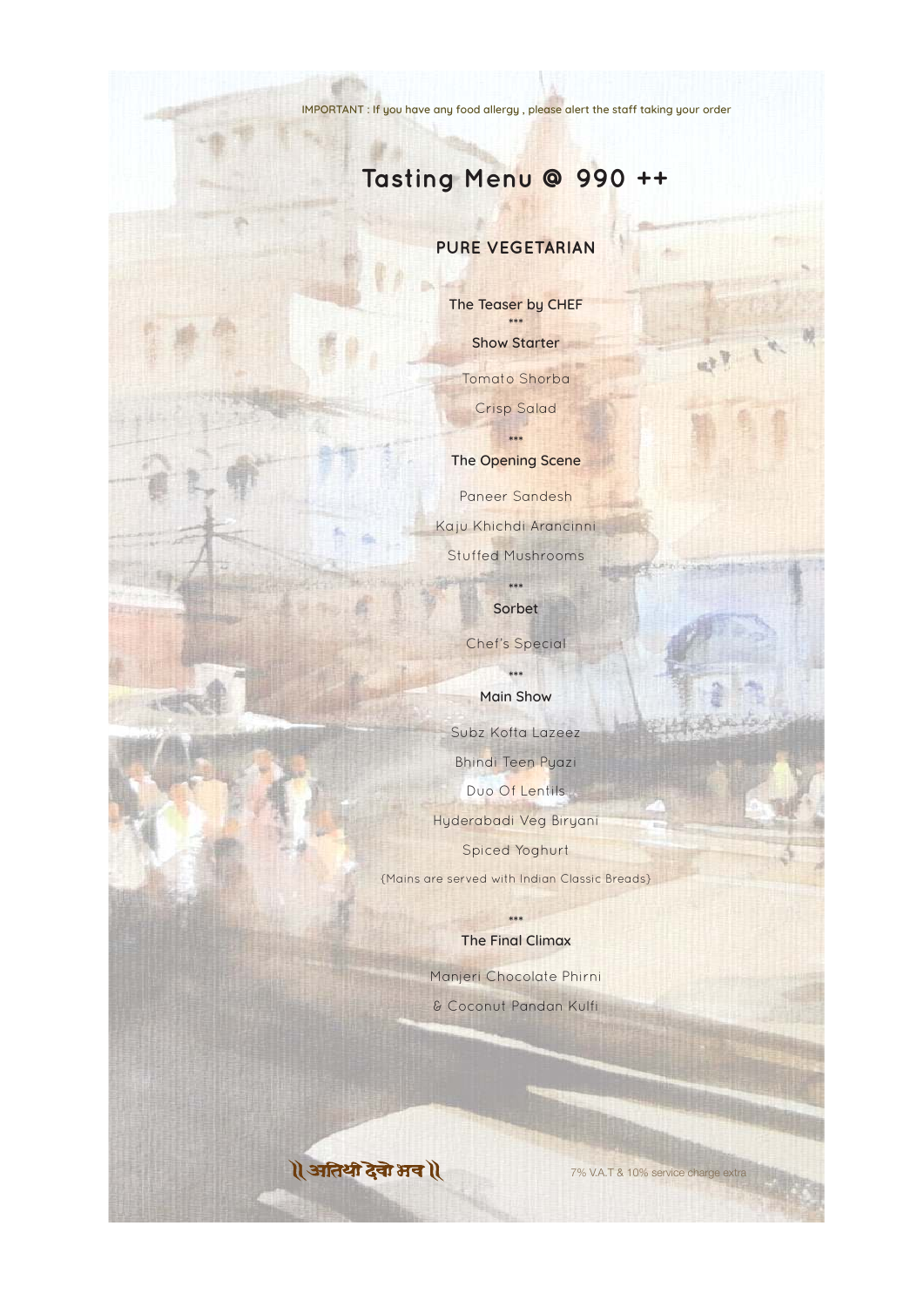IMPORTANT : If you have any food allergy , please alert the staff taking your order

# Tasting Menu @ 990 ++

## PURE VEGETARIAN

**The Teaser by CHEF**

\*\*\*

**Show Starter**

Tomato Shorba

Crisp Salad

\*\*\*

**The Opening Scene**

Paneer Sandesh

Kaju Khichdi Arancinni

Stuffed Mushrooms

\*\*\*

**Sorbet**

Chef's Special

\*\*\*

**Main Show**

Subz Kofta Lazeez

Bhindi Teen Pyazi

Duo Of Lentils

Hyderabadi Veg Biryani

Spiced Yoghurt

{Mains are served with Indian Classic Breads}

\*\*\*

**The Final Climax**

Manjeri Chocolate Phirni

& Coconut Pandan Kulfi

॥ अतिथी देवो भव ॥

7% V.A.T & 10% service charge extra